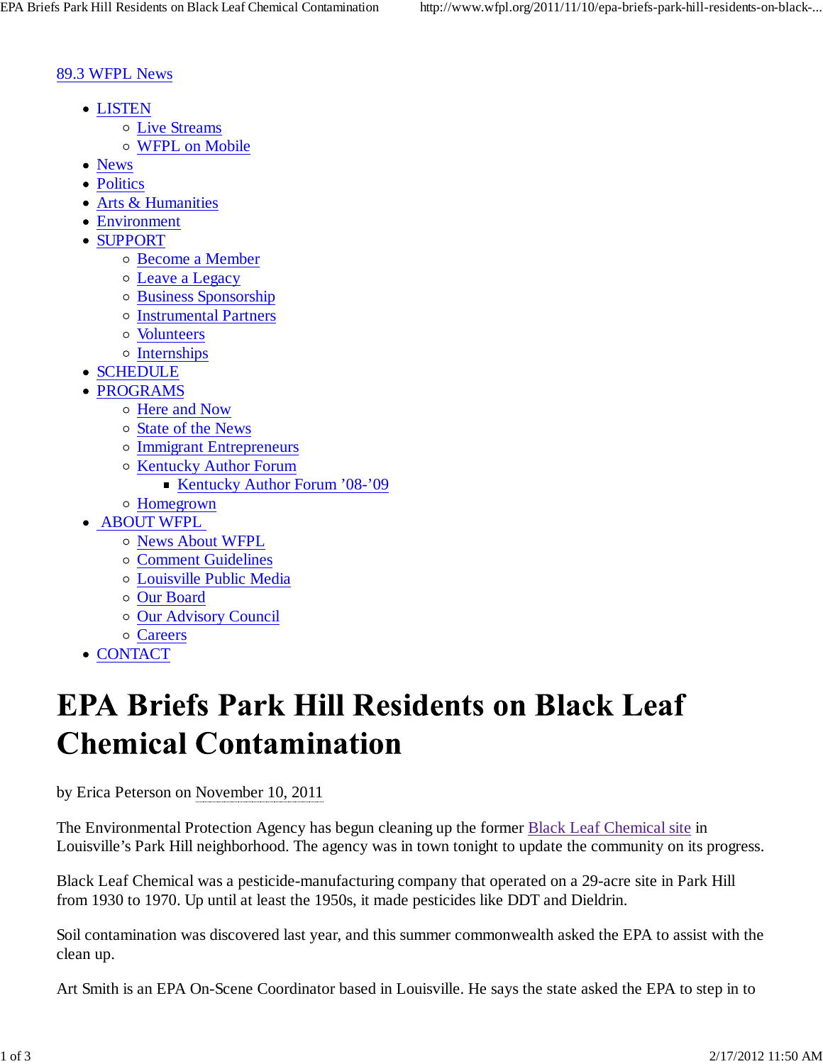[89.3 WFPL News]

- LISTEN
  - Live Streams
  - WFPL on Mobile
- News
- Politics
- Arts & Humanities
- Environment
- SUPPORT
  - Become a Member
  - Leave a Legacy
  - Business Sponsorship
  - Instrumental Partners
  - Volunteers
  - Internships
- SCHEDULE
- PROGRAMS
  - Here and Now
  - State of the News
  - Immigrant Entrepreneurs
  - Kentucky Author Forum
    - Kentucky Author Forum '08-'09
  - Homegrown
- ABOUT WFPL
  - News About WFPL
  - Comment Guidelines
  - Louisville Public Media
  - Our Board
  - Our Advisory Council
  - Careers
- CONTACT

# EPA Briefs Park Hill Residents on Black Leaf Chemical Contamination

by Erica Peterson on November 10, 2011

The Environmental Protection Agency has begun cleaning up the former Black Leaf Chemical site in Louisville's Park Hill neighborhood. The agency was in town tonight to update the community on its progress.

Black Leaf Chemical was a pesticide-manufacturing company that operated on a 29-acre site in Park Hill from 1930 to 1970. Up until at least the 1950s, it made pesticides like DDT and Dieldrin.

Soil contamination was discovered last year, and this summer commonwealth asked the EPA to assist with the clean up.

Art Smith is an EPA On-Scene Coordinator based in Louisville. He says the state asked the EPA to step in to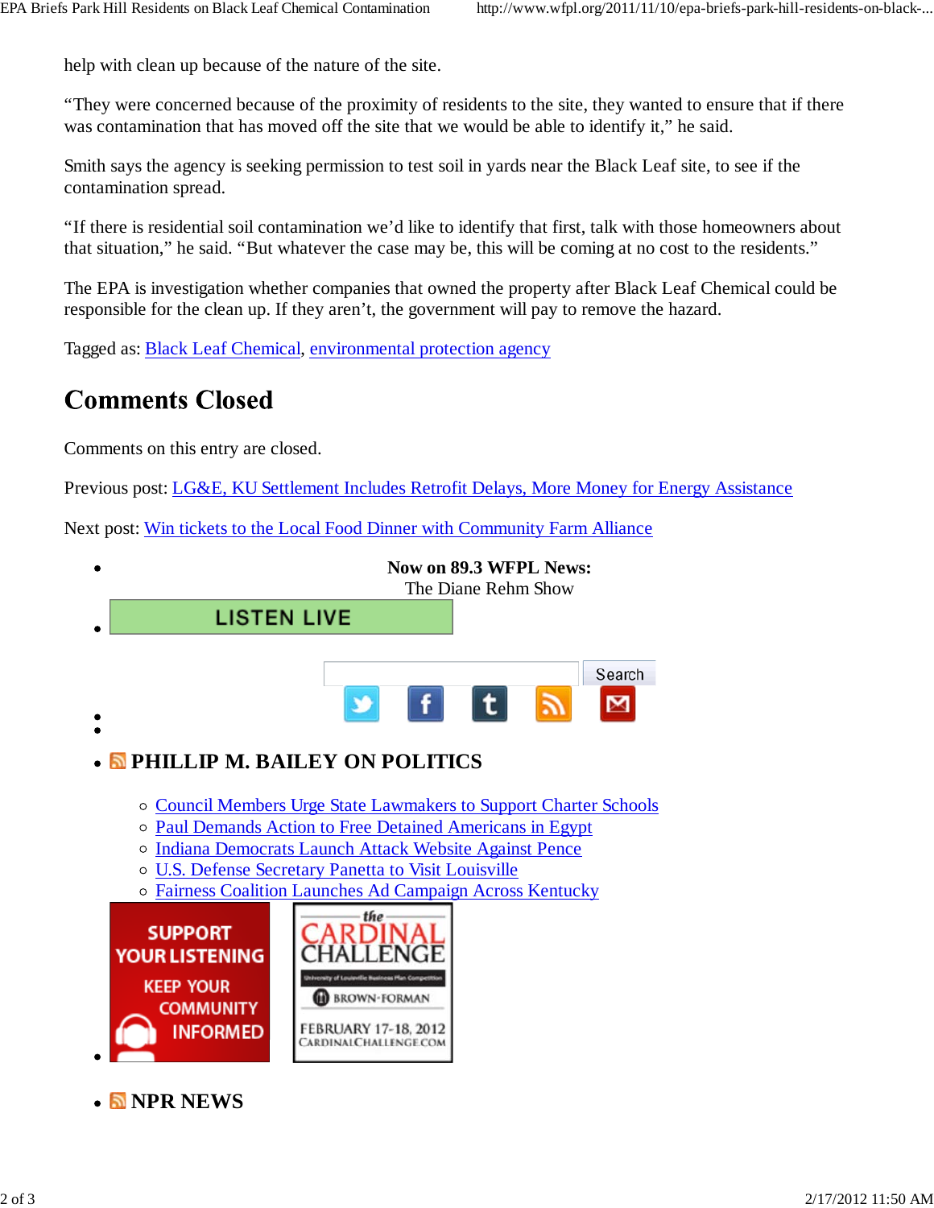help with clean up because of the nature of the site.

“They were concerned because of the proximity of residents to the site, they wanted to ensure that if there was contamination that has moved off the site that we would be able to identify it,” he said.

Smith says the agency is seeking permission to test soil in yards near the Black Leaf site, to see if the contamination spread.

“If there is residential soil contamination we’d like to identify that first, talk with those homeowners about that situation,” he said. “But whatever the case may be, this will be coming at no cost to the residents.”

The EPA is investigation whether companies that owned the property after Black Leaf Chemical could be responsible for the clean up. If they aren’t, the government will pay to remove the hazard.

Tagged as: Black Leaf Chemical, environmental protection agency

## Comments Closed

Comments on this entry are closed.

Previous post: LG&E, KU Settlement Includes Retrofit Delays, More Money for Energy Assistance

Next post: Win tickets to the Local Food Dinner with Community Farm Alliance

- **Now on 89.3 WFPL News:**
  The Diane Rehm Show
- LISTEN LIVE
- Search
-
- **PHILLIP M. BAILEY ON POLITICS**
  - Council Members Urge State Lawmakers to Support Charter Schools
  - Paul Demands Action to Free Detained Americans in Egypt
  - Indiana Democrats Launch Attack Website Against Pence
  - U.S. Defense Secretary Panetta to Visit Louisville
  - Fairness Coalition Launches Ad Campaign Across Kentucky
- SUPPORT YOUR LISTENING KEEP YOUR COMMUNITY INFORMED
  the CARDINAL CHALLENGE University of Louisville Business Plan Competition BROWN-FORMAN FEBRUARY 17-18, 2012 CARDINALCHALLENGE.COM
- **NPR NEWS**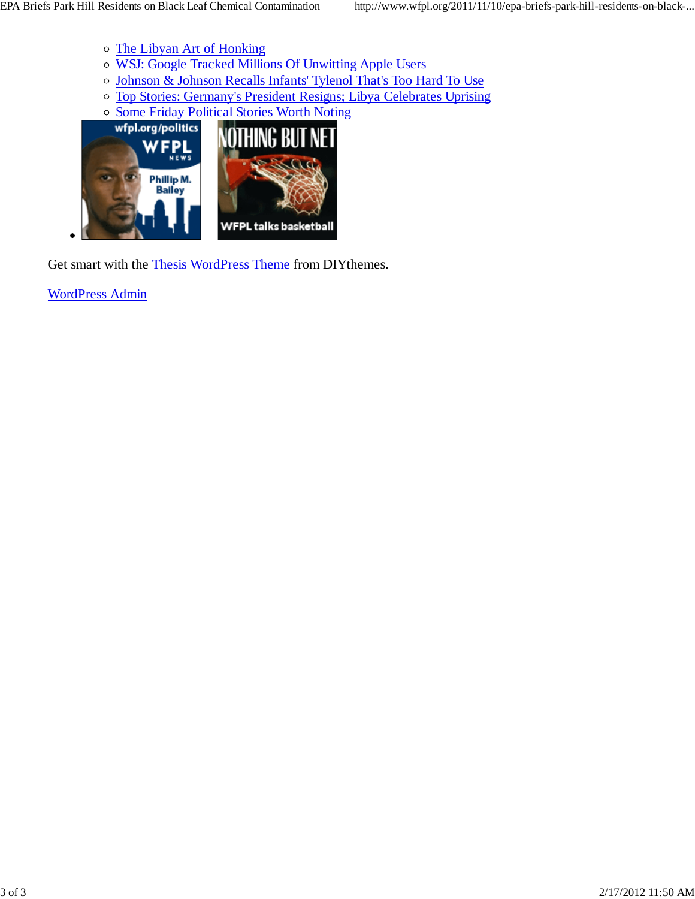- The Libyan Art of Honking
- WSJ: Google Tracked Millions Of Unwitting Apple Users
- Johnson & Johnson Recalls Infants' Tylenol That's Too Hard To Use
- Top Stories: Germany's President Resigns; Libya Celebrates Uprising
- Some Friday Political Stories Worth Noting

Get smart with the Thesis WordPress Theme from DIYthemes.

WordPress Admin